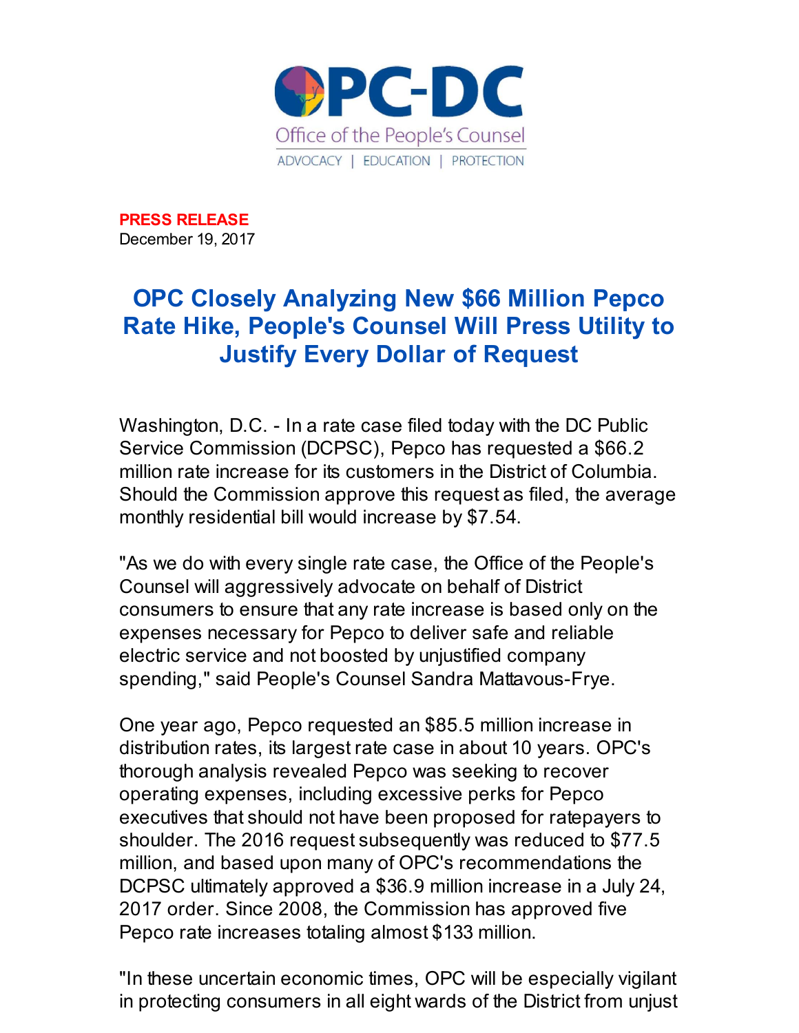OPC-DC
Office of the People's Counsel
ADVOCACY | EDUCATION | PROTECTION

**PRESS RELEASE**
December 19, 2017

# OPC Closely Analyzing New $66 Million Pepco Rate Hike, People's Counsel Will Press Utility to Justify Every Dollar of Request

Washington, D.C. - In a rate case filed today with the DC Public Service Commission (DCPSC), Pepco has requested a $66.2 million rate increase for its customers in the District of Columbia. Should the Commission approve this request as filed, the average monthly residential bill would increase by $7.54.

"As we do with every single rate case, the Office of the People's Counsel will aggressively advocate on behalf of District consumers to ensure that any rate increase is based only on the expenses necessary for Pepco to deliver safe and reliable electric service and not boosted by unjustified company spending," said People's Counsel Sandra Mattavous-Frye.

One year ago, Pepco requested an $85.5 million increase in distribution rates, its largest rate case in about 10 years. OPC's thorough analysis revealed Pepco was seeking to recover operating expenses, including excessive perks for Pepco executives that should not have been proposed for ratepayers to shoulder. The 2016 request subsequently was reduced to $77.5 million, and based upon many of OPC's recommendations the DCPSC ultimately approved a $36.9 million increase in a July 24, 2017 order. Since 2008, the Commission has approved five Pepco rate increases totaling almost $133 million.

"In these uncertain economic times, OPC will be especially vigilant in protecting consumers in all eight wards of the District from unjust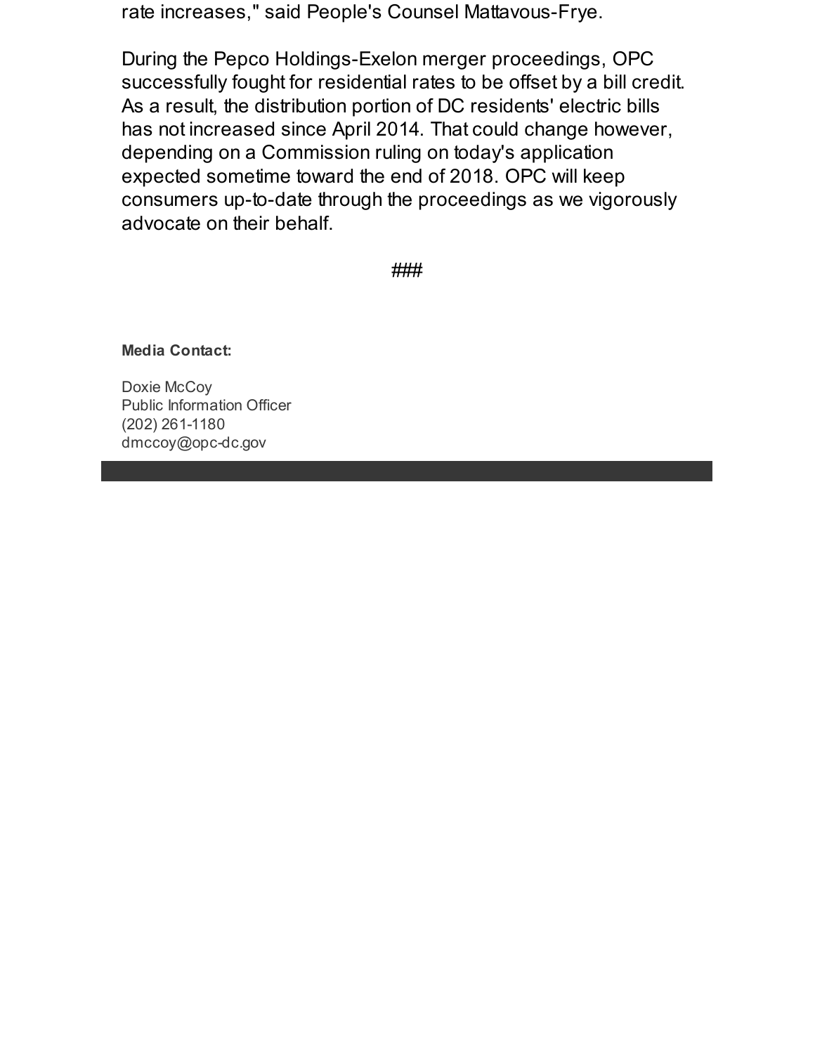rate increases," said People's Counsel Mattavous-Frye.

During the Pepco Holdings-Exelon merger proceedings, OPC successfully fought for residential rates to be offset by a bill credit. As a result, the distribution portion of DC residents' electric bills has not increased since April 2014. That could change however, depending on a Commission ruling on today's application expected sometime toward the end of 2018. OPC will keep consumers up-to-date through the proceedings as we vigorously advocate on their behalf.

###

**Media Contact:**

Doxie McCoy
Public Information Officer
(202) 261-1180
dmccoy@opc-dc.gov